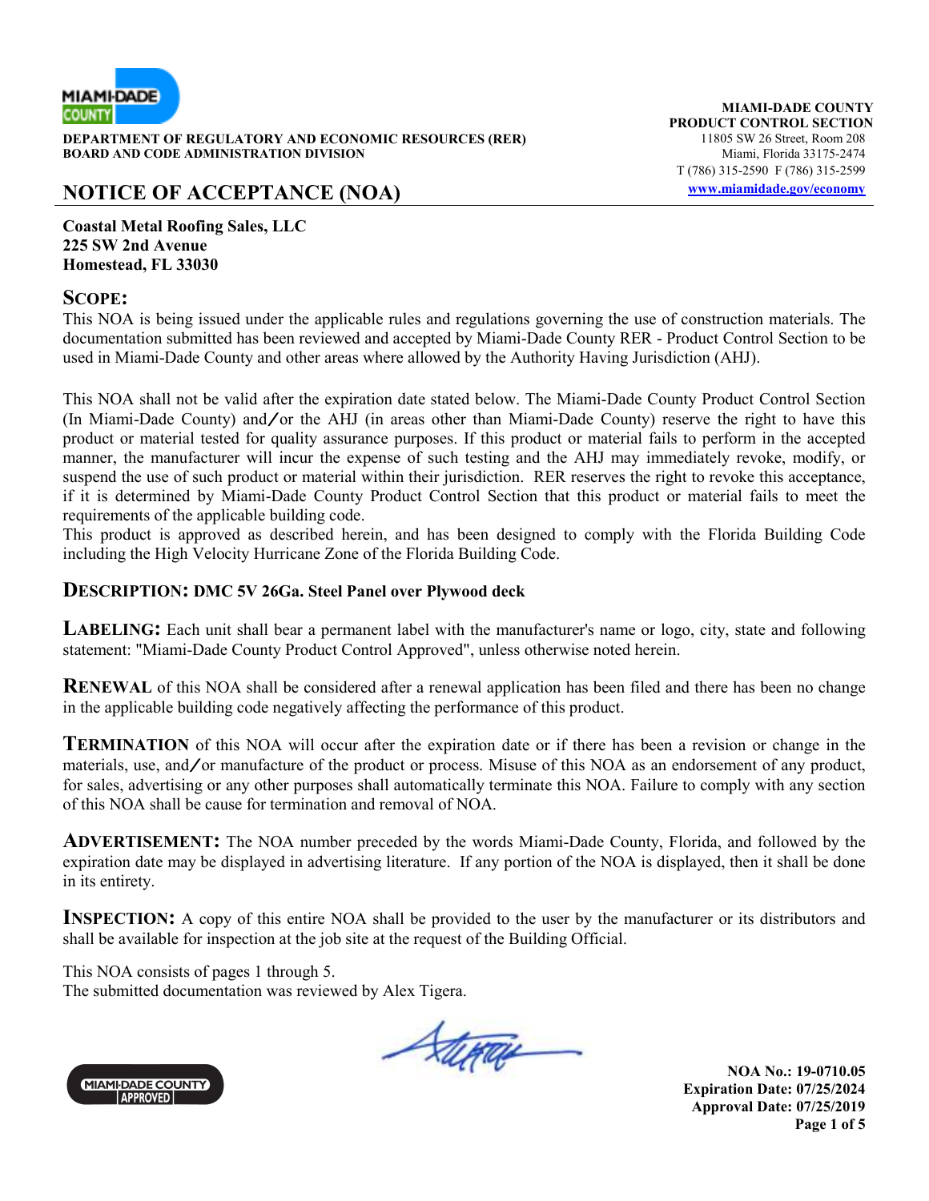**DEPARTMENT OF REGULATORY AND ECONOMIC RESOURCES (RER)**
**BOARD AND CODE ADMINISTRATION DIVISION**

**MIAMI-DADE COUNTY**
**PRODUCT CONTROL SECTION**
11805 SW 26 Street, Room 208
Miami, Florida 33175-2474
T (786) 315-2590 F (786) 315-2599
www.miamidade.gov/economy

# NOTICE OF ACCEPTANCE (NOA)

**Coastal Metal Roofing Sales, LLC**
**225 SW 2nd Avenue**
**Homestead, FL 33030**

## SCOPE:

This NOA is being issued under the applicable rules and regulations governing the use of construction materials. The documentation submitted has been reviewed and accepted by Miami-Dade County RER - Product Control Section to be used in Miami-Dade County and other areas where allowed by the Authority Having Jurisdiction (AHJ).

This NOA shall not be valid after the expiration date stated below. The Miami-Dade County Product Control Section (In Miami-Dade County) and/or the AHJ (in areas other than Miami-Dade County) reserve the right to have this product or material tested for quality assurance purposes. If this product or material fails to perform in the accepted manner, the manufacturer will incur the expense of such testing and the AHJ may immediately revoke, modify, or suspend the use of such product or material within their jurisdiction. RER reserves the right to revoke this acceptance, if it is determined by Miami-Dade County Product Control Section that this product or material fails to meet the requirements of the applicable building code.
This product is approved as described herein, and has been designed to comply with the Florida Building Code including the High Velocity Hurricane Zone of the Florida Building Code.

**DESCRIPTION: DMC 5V 26Ga. Steel Panel over Plywood deck**

**LABELING:** Each unit shall bear a permanent label with the manufacturer's name or logo, city, state and following statement: "Miami-Dade County Product Control Approved", unless otherwise noted herein.

**RENEWAL** of this NOA shall be considered after a renewal application has been filed and there has been no change in the applicable building code negatively affecting the performance of this product.

**TERMINATION** of this NOA will occur after the expiration date or if there has been a revision or change in the materials, use, and/or manufacture of the product or process. Misuse of this NOA as an endorsement of any product, for sales, advertising or any other purposes shall automatically terminate this NOA. Failure to comply with any section of this NOA shall be cause for termination and removal of NOA.

**ADVERTISEMENT:** The NOA number preceded by the words Miami-Dade County, Florida, and followed by the expiration date may be displayed in advertising literature. If any portion of the NOA is displayed, then it shall be done in its entirety.

**INSPECTION:** A copy of this entire NOA shall be provided to the user by the manufacturer or its distributors and shall be available for inspection at the job site at the request of the Building Official.

This NOA consists of pages 1 through 5.
The submitted documentation was reviewed by Alex Tigera.

**NOA No.: 19-0710.05**
**Expiration Date: 07/25/2024**
**Approval Date: 07/25/2019**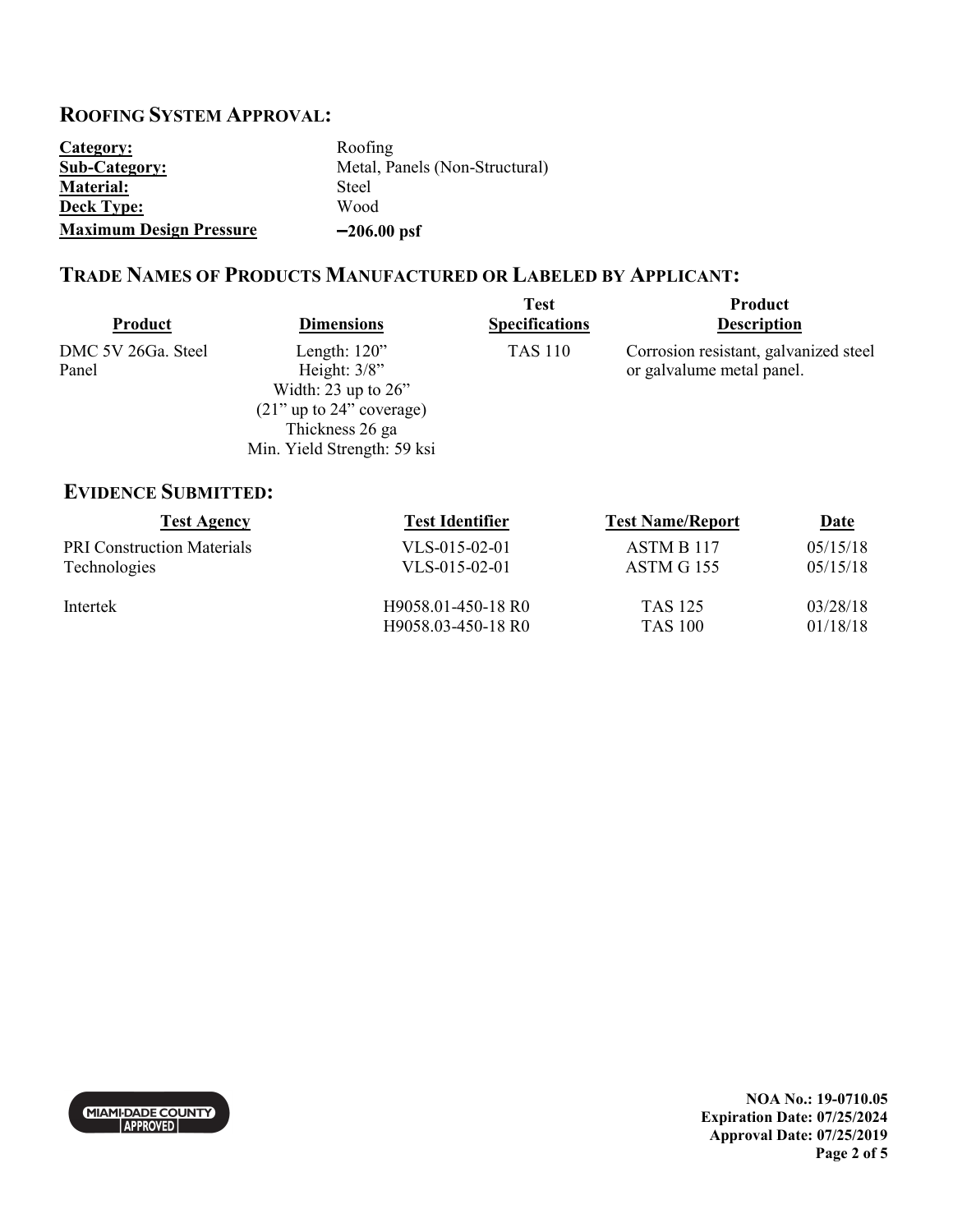## ROOFING SYSTEM APPROVAL:

| | |
|---|---|
| **Category:** | Roofing |
| **Sub-Category:** | Metal, Panels (Non-Structural) |
| **Material:** | Steel |
| **Deck Type:** | Wood |
| **Maximum Design Pressure** | **–206.00 psf** |

## TRADE NAMES OF PRODUCTS MANUFACTURED OR LABELED BY APPLICANT:

| Product | Dimensions | Test Specifications | Product Description |
|---|---|---|---|
| DMC 5V 26Ga. Steel Panel | Length: 120"<br>Height: 3/8"<br>Width: 23 up to 26"<br>(21" up to 24" coverage)<br>Thickness 26 ga<br>Min. Yield Strength: 59 ksi | TAS 110 | Corrosion resistant, galvanized steel or galvalume metal panel. |

## EVIDENCE SUBMITTED:

| Test Agency | Test Identifier | Test Name/Report | Date |
|---|---|---|---|
| PRI Construction Materials Technologies | VLS-015-02-01 | ASTM B 117 | 05/15/18 |
| | VLS-015-02-01 | ASTM G 155 | 05/15/18 |
| Intertek | H9058.01-450-18 R0 | TAS 125 | 03/28/18 |
| | H9058.03-450-18 R0 | TAS 100 | 01/18/18 |

**NOA No.: 19-0710.05**
**Expiration Date: 07/25/2024**
**Approval Date: 07/25/2019**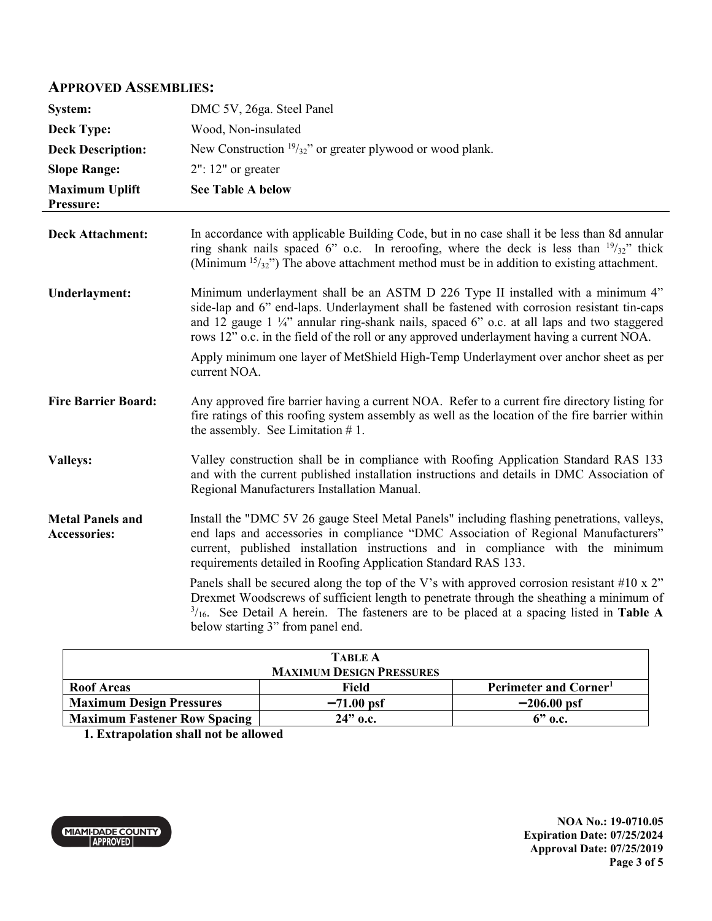## APPROVED ASSEMBLIES:

| | |
|---|---|
| **System:** | DMC 5V, 26ga. Steel Panel |
| **Deck Type:** | Wood, Non-insulated |
| **Deck Description:** | New Construction $^{19}/_{32}$" or greater plywood or wood plank. |
| **Slope Range:** | 2": 12" or greater |
| **Maximum Uplift Pressure:** | **See Table A below** |

**Deck Attachment:** In accordance with applicable Building Code, but in no case shall it be less than 8d annular ring shank nails spaced 6" o.c. In reroofing, where the deck is less than $^{19}/_{32}$" thick (Minimum $^{15}/_{32}$") The above attachment method must be in addition to existing attachment.

**Underlayment:** Minimum underlayment shall be an ASTM D 226 Type II installed with a minimum 4" side-lap and 6" end-laps. Underlayment shall be fastened with corrosion resistant tin-caps and 12 gauge 1 ¼" annular ring-shank nails, spaced 6" o.c. at all laps and two staggered rows 12" o.c. in the field of the roll or any approved underlayment having a current NOA.

Apply minimum one layer of MetShield High-Temp Underlayment over anchor sheet as per current NOA.

**Fire Barrier Board:** Any approved fire barrier having a current NOA. Refer to a current fire directory listing for fire ratings of this roofing system assembly as well as the location of the fire barrier within the assembly. See Limitation # 1.

**Valleys:** Valley construction shall be in compliance with Roofing Application Standard RAS 133 and with the current published installation instructions and details in DMC Association of Regional Manufacturers Installation Manual.

**Metal Panels and Accessories:** Install the "DMC 5V 26 gauge Steel Metal Panels" including flashing penetrations, valleys, end laps and accessories in compliance "DMC Association of Regional Manufacturers" current, published installation instructions and in compliance with the minimum requirements detailed in Roofing Application Standard RAS 133.

Panels shall be secured along the top of the V's with approved corrosion resistant #10 x 2" Drexmet Woodscrews of sufficient length to penetrate through the sheathing a minimum of $^{3}/_{16}$. See Detail A herein. The fasteners are to be placed at a spacing listed in **Table A** below starting 3" from panel end.

**TABLE A**
**MAXIMUM DESIGN PRESSURES**

| Roof Areas | Field | Perimeter and Corner[1] |
|---|---|---|
| **Maximum Design Pressures** | **−71.00 psf** | **−206.00 psf** |
| **Maximum Fastener Row Spacing** | **24" o.c.** | **6" o.c.** |

**1. Extrapolation shall not be allowed**

**NOA No.: 19-0710.05**
**Expiration Date: 07/25/2024**
**Approval Date: 07/25/2019**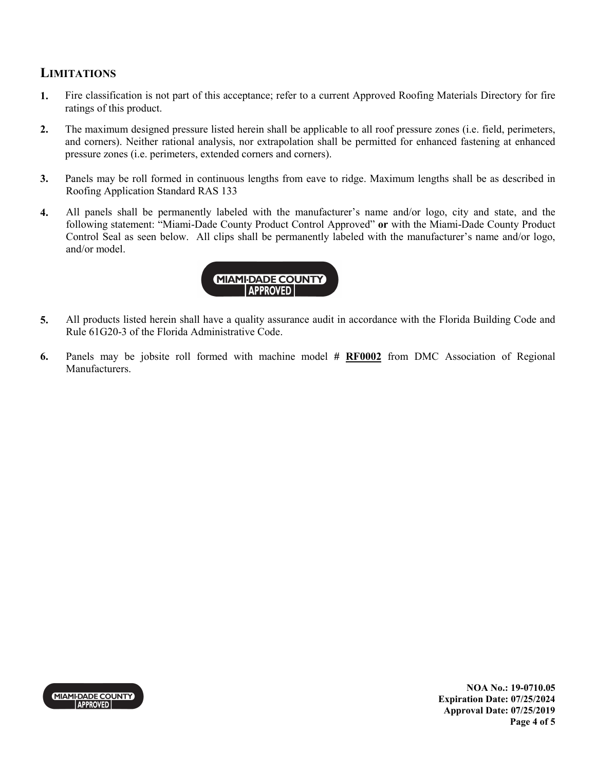## LIMITATIONS

1. Fire classification is not part of this acceptance; refer to a current Approved Roofing Materials Directory for fire ratings of this product.

2. The maximum designed pressure listed herein shall be applicable to all roof pressure zones (i.e. field, perimeters, and corners). Neither rational analysis, nor extrapolation shall be permitted for enhanced fastening at enhanced pressure zones (i.e. perimeters, extended corners and corners).

3. Panels may be roll formed in continuous lengths from eave to ridge. Maximum lengths shall be as described in Roofing Application Standard RAS 133

4. All panels shall be permanently labeled with the manufacturer's name and/or logo, city and state, and the following statement: "Miami-Dade County Product Control Approved" **or** with the Miami-Dade County Product Control Seal as seen below. All clips shall be permanently labeled with the manufacturer's name and/or logo, and/or model.

   MIAMI-DADE COUNTY APPROVED

5. All products listed herein shall have a quality assurance audit in accordance with the Florida Building Code and Rule 61G20-3 of the Florida Administrative Code.

6. Panels may be jobsite roll formed with machine model # **RF0002** from DMC Association of Regional Manufacturers.

**NOA No.: 19-0710.05**
**Expiration Date: 07/25/2024**
**Approval Date: 07/25/2019**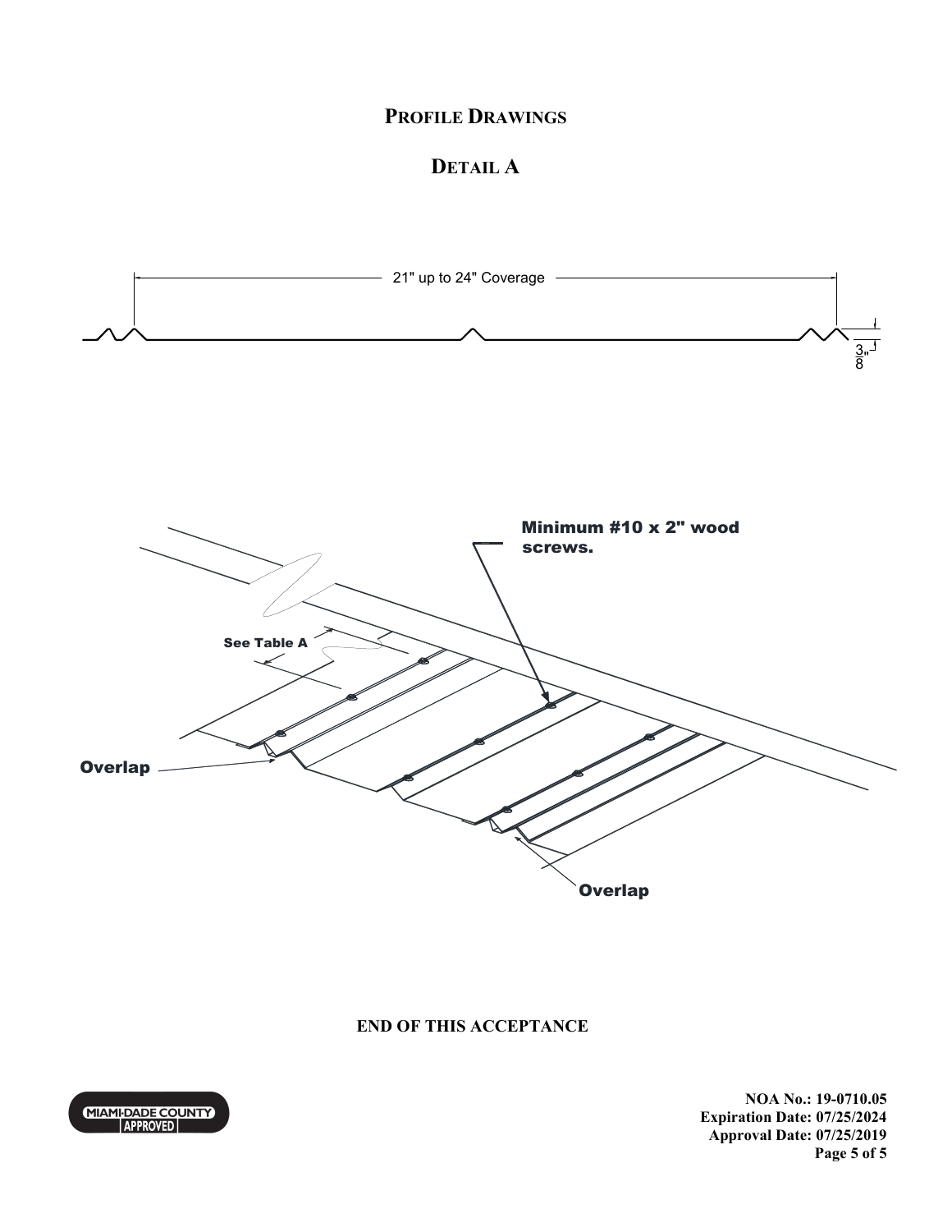# PROFILE DRAWINGS

## DETAIL A

21" up to 24" Coverage

3/8"

Minimum #10 x 2" wood screws.

See Table A

Overlap

Overlap

END OF THIS ACCEPTANCE

MIAMI-DADE COUNTY APPROVED

**NOA No.: 19-0710.05**
**Expiration Date: 07/25/2024**
**Approval Date: 07/25/2019**